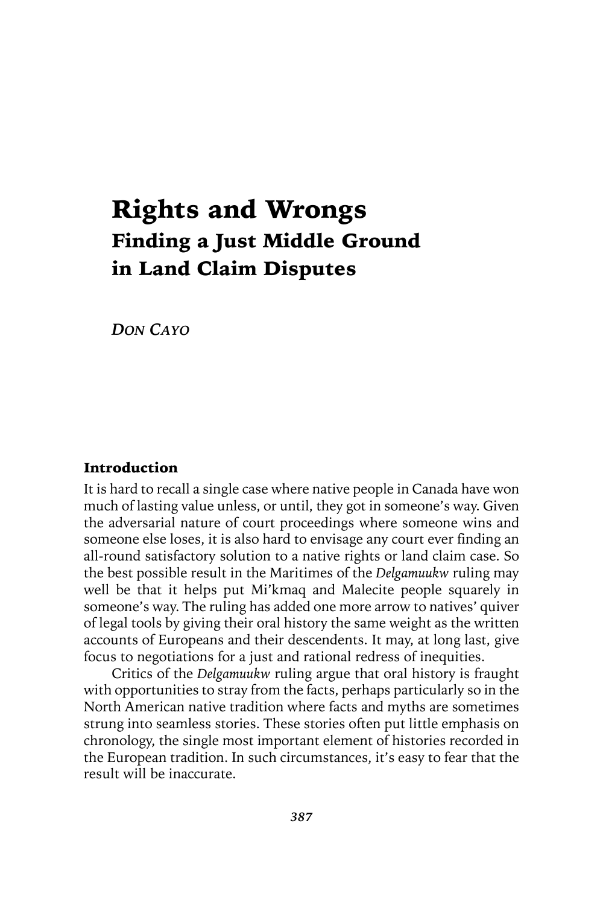# Rights and Wrongs

## Finding a Just Middle Ground in Land Claim Disputes

*Don Cayo*

### Introduction

It is hard to recall a single case where native people in Canada have won much of lasting value unless, or until, they got in someone's way. Given the adversarial nature of court proceedings where someone wins and someone else loses, it is also hard to envisage any court ever finding an all-round satisfactory solution to a native rights or land claim case. So the best possible result in the Maritimes of the *Delgamuukw* ruling may well be that it helps put Mi'kmaq and Malecite people squarely in someone's way. The ruling has added one more arrow to natives' quiver of legal tools by giving their oral history the same weight as the written accounts of Europeans and their descendents. It may, at long last, give focus to negotiations for a just and rational redress of inequities.

Critics of the *Delgamuukw* ruling argue that oral history is fraught with opportunities to stray from the facts, perhaps particularly so in the North American native tradition where facts and myths are sometimes strung into seamless stories. These stories often put little emphasis on chronology, the single most important element of histories recorded in the European tradition. In such circumstances, it's easy to fear that the result will be inaccurate.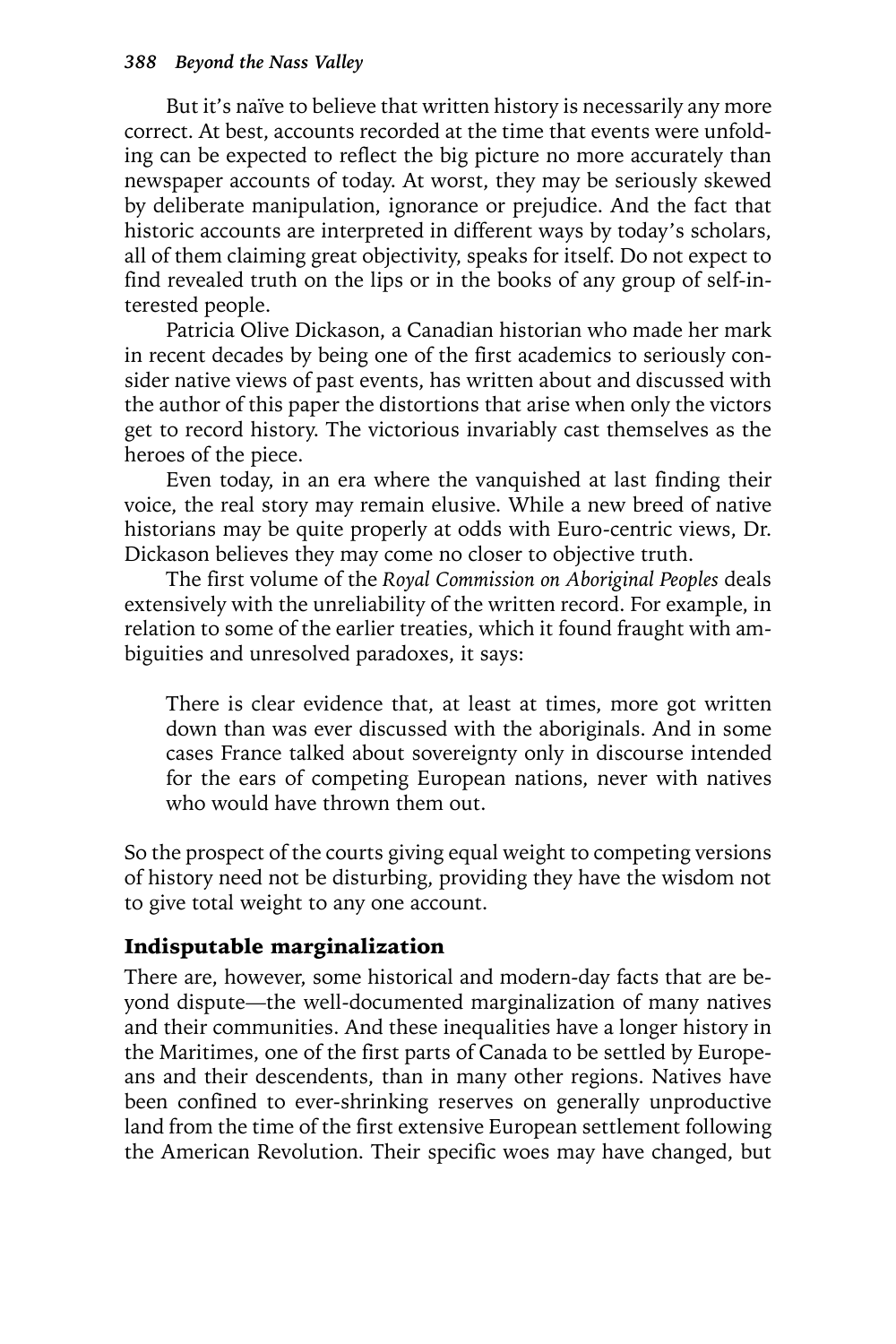But it's naïve to believe that written history is necessarily any more correct. At best, accounts recorded at the time that events were unfolding can be expected to reflect the big picture no more accurately than newspaper accounts of today. At worst, they may be seriously skewed by deliberate manipulation, ignorance or prejudice. And the fact that historic accounts are interpreted in different ways by today's scholars, all of them claiming great objectivity, speaks for itself. Do not expect to find revealed truth on the lips or in the books of any group of self-interested people.

Patricia Olive Dickason, a Canadian historian who made her mark in recent decades by being one of the first academics to seriously consider native views of past events, has written about and discussed with the author of this paper the distortions that arise when only the victors get to record history. The victorious invariably cast themselves as the heroes of the piece.

Even today, in an era where the vanquished at last finding their voice, the real story may remain elusive. While a new breed of native historians may be quite properly at odds with Euro-centric views, Dr. Dickason believes they may come no closer to objective truth.

The first volume of the *Royal Commission on Aboriginal Peoples* deals extensively with the unreliability of the written record. For example, in relation to some of the earlier treaties, which it found fraught with ambiguities and unresolved paradoxes, it says:

> There is clear evidence that, at least at times, more got written down than was ever discussed with the aboriginals. And in some cases France talked about sovereignty only in discourse intended for the ears of competing European nations, never with natives who would have thrown them out.

So the prospect of the courts giving equal weight to competing versions of history need not be disturbing, providing they have the wisdom not to give total weight to any one account.

## Indisputable marginalization

There are, however, some historical and modern-day facts that are beyond dispute—the well-documented marginalization of many natives and their communities. And these inequalities have a longer history in the Maritimes, one of the first parts of Canada to be settled by Europeans and their descendents, than in many other regions. Natives have been confined to ever-shrinking reserves on generally unproductive land from the time of the first extensive European settlement following the American Revolution. Their specific woes may have changed, but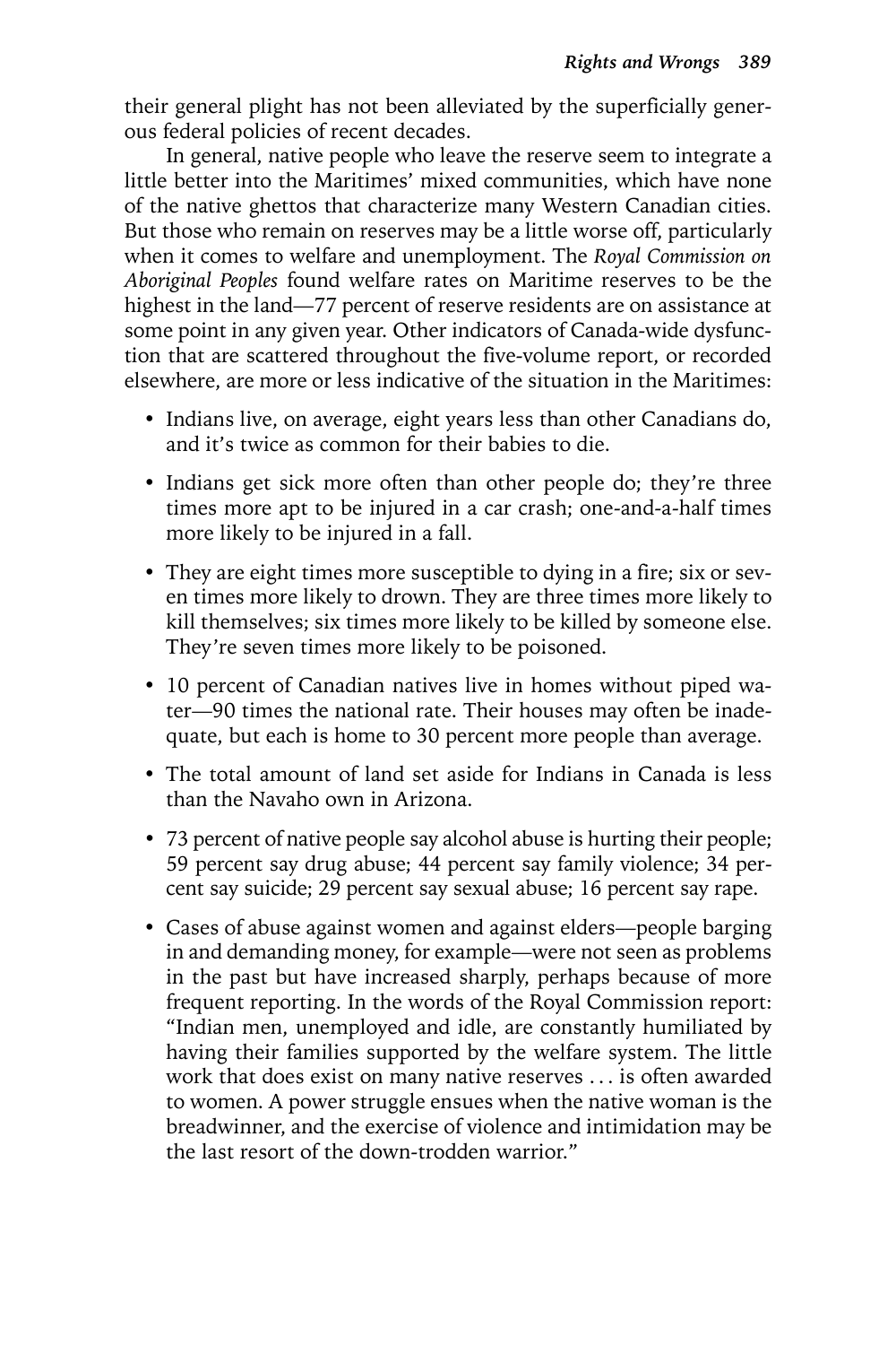their general plight has not been alleviated by the superficially generous federal policies of recent decades.

In general, native people who leave the reserve seem to integrate a little better into the Maritimes' mixed communities, which have none of the native ghettos that characterize many Western Canadian cities. But those who remain on reserves may be a little worse off, particularly when it comes to welfare and unemployment. The *Royal Commission on Aboriginal Peoples* found welfare rates on Maritime reserves to be the highest in the land—77 percent of reserve residents are on assistance at some point in any given year. Other indicators of Canada-wide dysfunction that are scattered throughout the five-volume report, or recorded elsewhere, are more or less indicative of the situation in the Maritimes:

- Indians live, on average, eight years less than other Canadians do, and it's twice as common for their babies to die.
- Indians get sick more often than other people do; they're three times more apt to be injured in a car crash; one-and-a-half times more likely to be injured in a fall.
- They are eight times more susceptible to dying in a fire; six or seven times more likely to drown. They are three times more likely to kill themselves; six times more likely to be killed by someone else. They're seven times more likely to be poisoned.
- 10 percent of Canadian natives live in homes without piped water—90 times the national rate. Their houses may often be inadequate, but each is home to 30 percent more people than average.
- The total amount of land set aside for Indians in Canada is less than the Navaho own in Arizona.
- 73 percent of native people say alcohol abuse is hurting their people; 59 percent say drug abuse; 44 percent say family violence; 34 percent say suicide; 29 percent say sexual abuse; 16 percent say rape.
- Cases of abuse against women and against elders—people barging in and demanding money, for example—were not seen as problems in the past but have increased sharply, perhaps because of more frequent reporting. In the words of the Royal Commission report: "Indian men, unemployed and idle, are constantly humiliated by having their families supported by the welfare system. The little work that does exist on many native reserves . . . is often awarded to women. A power struggle ensues when the native woman is the breadwinner, and the exercise of violence and intimidation may be the last resort of the down-trodden warrior."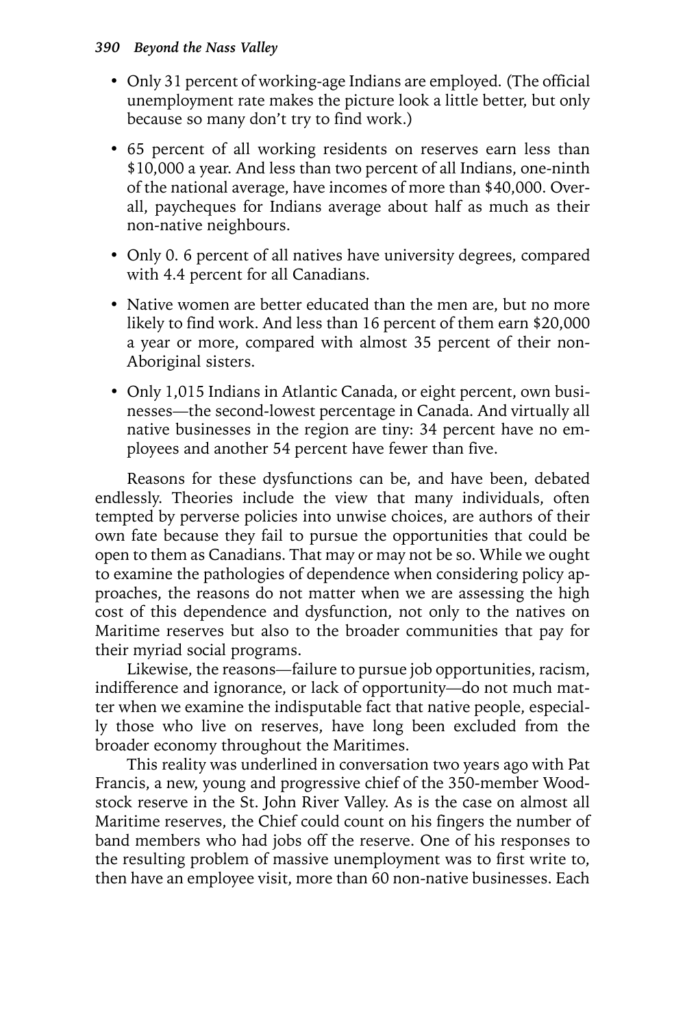- Only 31 percent of working-age Indians are employed. (The official unemployment rate makes the picture look a little better, but only because so many don't try to find work.)
- 65 percent of all working residents on reserves earn less than $10,000 a year. And less than two percent of all Indians, one-ninth of the national average, have incomes of more than $40,000. Overall, paycheques for Indians average about half as much as their non-native neighbours.
- Only 0. 6 percent of all natives have university degrees, compared with 4.4 percent for all Canadians.
- Native women are better educated than the men are, but no more likely to find work. And less than 16 percent of them earn $20,000 a year or more, compared with almost 35 percent of their non-Aboriginal sisters.
- Only 1,015 Indians in Atlantic Canada, or eight percent, own businesses—the second-lowest percentage in Canada. And virtually all native businesses in the region are tiny: 34 percent have no employees and another 54 percent have fewer than five.

Reasons for these dysfunctions can be, and have been, debated endlessly. Theories include the view that many individuals, often tempted by perverse policies into unwise choices, are authors of their own fate because they fail to pursue the opportunities that could be open to them as Canadians. That may or may not be so. While we ought to examine the pathologies of dependence when considering policy approaches, the reasons do not matter when we are assessing the high cost of this dependence and dysfunction, not only to the natives on Maritime reserves but also to the broader communities that pay for their myriad social programs.

Likewise, the reasons—failure to pursue job opportunities, racism, indifference and ignorance, or lack of opportunity—do not much matter when we examine the indisputable fact that native people, especially those who live on reserves, have long been excluded from the broader economy throughout the Maritimes.

This reality was underlined in conversation two years ago with Pat Francis, a new, young and progressive chief of the 350-member Woodstock reserve in the St. John River Valley. As is the case on almost all Maritime reserves, the Chief could count on his fingers the number of band members who had jobs off the reserve. One of his responses to the resulting problem of massive unemployment was to first write to, then have an employee visit, more than 60 non-native businesses. Each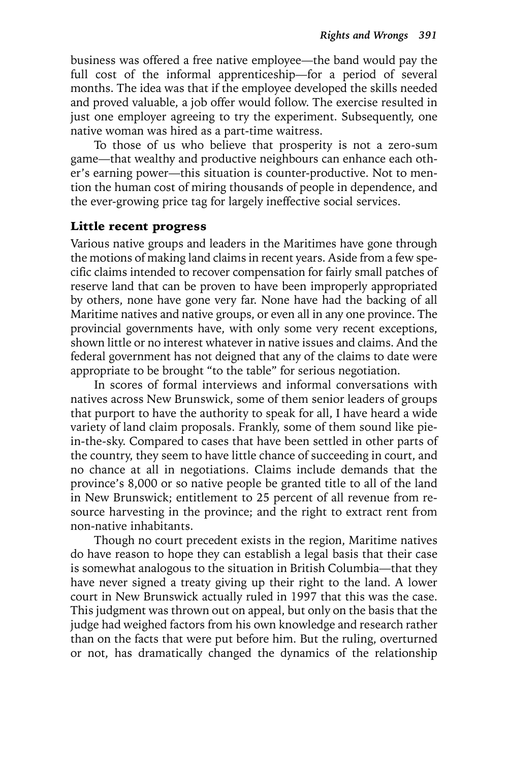business was offered a free native employee—the band would pay the full cost of the informal apprenticeship—for a period of several months. The idea was that if the employee developed the skills needed and proved valuable, a job offer would follow. The exercise resulted in just one employer agreeing to try the experiment. Subsequently, one native woman was hired as a part-time waitress.

To those of us who believe that prosperity is not a zero-sum game—that wealthy and productive neighbours can enhance each other's earning power—this situation is counter-productive. Not to mention the human cost of miring thousands of people in dependence, and the ever-growing price tag for largely ineffective social services.

## Little recent progress

Various native groups and leaders in the Maritimes have gone through the motions of making land claims in recent years. Aside from a few specific claims intended to recover compensation for fairly small patches of reserve land that can be proven to have been improperly appropriated by others, none have gone very far. None have had the backing of all Maritime natives and native groups, or even all in any one province. The provincial governments have, with only some very recent exceptions, shown little or no interest whatever in native issues and claims. And the federal government has not deigned that any of the claims to date were appropriate to be brought "to the table" for serious negotiation.

In scores of formal interviews and informal conversations with natives across New Brunswick, some of them senior leaders of groups that purport to have the authority to speak for all, I have heard a wide variety of land claim proposals. Frankly, some of them sound like pie-in-the-sky. Compared to cases that have been settled in other parts of the country, they seem to have little chance of succeeding in court, and no chance at all in negotiations. Claims include demands that the province's 8,000 or so native people be granted title to all of the land in New Brunswick; entitlement to 25 percent of all revenue from resource harvesting in the province; and the right to extract rent from non-native inhabitants.

Though no court precedent exists in the region, Maritime natives do have reason to hope they can establish a legal basis that their case is somewhat analogous to the situation in British Columbia—that they have never signed a treaty giving up their right to the land. A lower court in New Brunswick actually ruled in 1997 that this was the case. This judgment was thrown out on appeal, but only on the basis that the judge had weighed factors from his own knowledge and research rather than on the facts that were put before him. But the ruling, overturned or not, has dramatically changed the dynamics of the relationship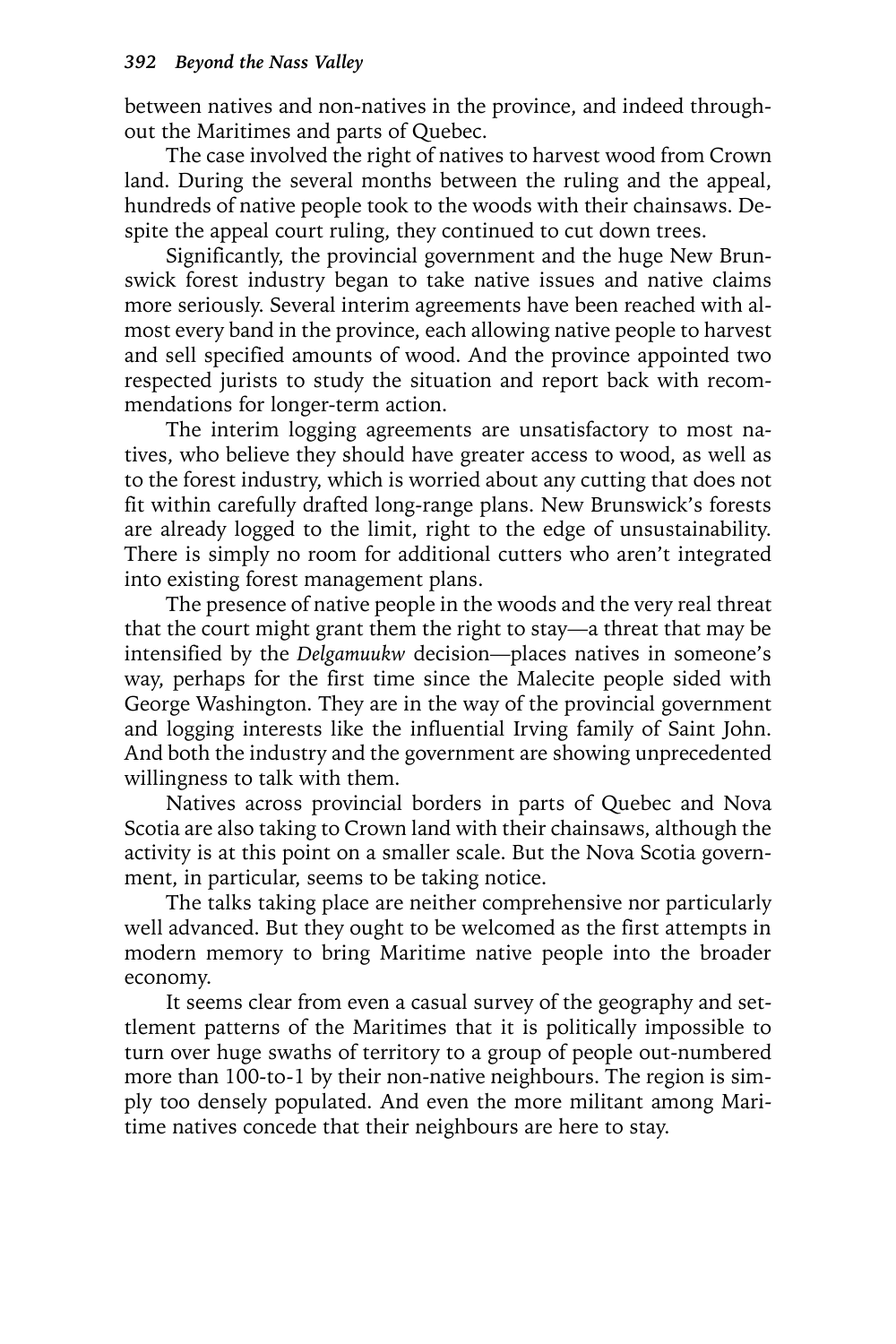between natives and non-natives in the province, and indeed throughout the Maritimes and parts of Quebec.

The case involved the right of natives to harvest wood from Crown land. During the several months between the ruling and the appeal, hundreds of native people took to the woods with their chainsaws. Despite the appeal court ruling, they continued to cut down trees.

Significantly, the provincial government and the huge New Brunswick forest industry began to take native issues and native claims more seriously. Several interim agreements have been reached with almost every band in the province, each allowing native people to harvest and sell specified amounts of wood. And the province appointed two respected jurists to study the situation and report back with recommendations for longer-term action.

The interim logging agreements are unsatisfactory to most natives, who believe they should have greater access to wood, as well as to the forest industry, which is worried about any cutting that does not fit within carefully drafted long-range plans. New Brunswick's forests are already logged to the limit, right to the edge of unsustainability. There is simply no room for additional cutters who aren't integrated into existing forest management plans.

The presence of native people in the woods and the very real threat that the court might grant them the right to stay—a threat that may be intensified by the *Delgamuukw* decision—places natives in someone's way, perhaps for the first time since the Malecite people sided with George Washington. They are in the way of the provincial government and logging interests like the influential Irving family of Saint John. And both the industry and the government are showing unprecedented willingness to talk with them.

Natives across provincial borders in parts of Quebec and Nova Scotia are also taking to Crown land with their chainsaws, although the activity is at this point on a smaller scale. But the Nova Scotia government, in particular, seems to be taking notice.

The talks taking place are neither comprehensive nor particularly well advanced. But they ought to be welcomed as the first attempts in modern memory to bring Maritime native people into the broader economy.

It seems clear from even a casual survey of the geography and settlement patterns of the Maritimes that it is politically impossible to turn over huge swaths of territory to a group of people out-numbered more than 100-to-1 by their non-native neighbours. The region is simply too densely populated. And even the more militant among Maritime natives concede that their neighbours are here to stay.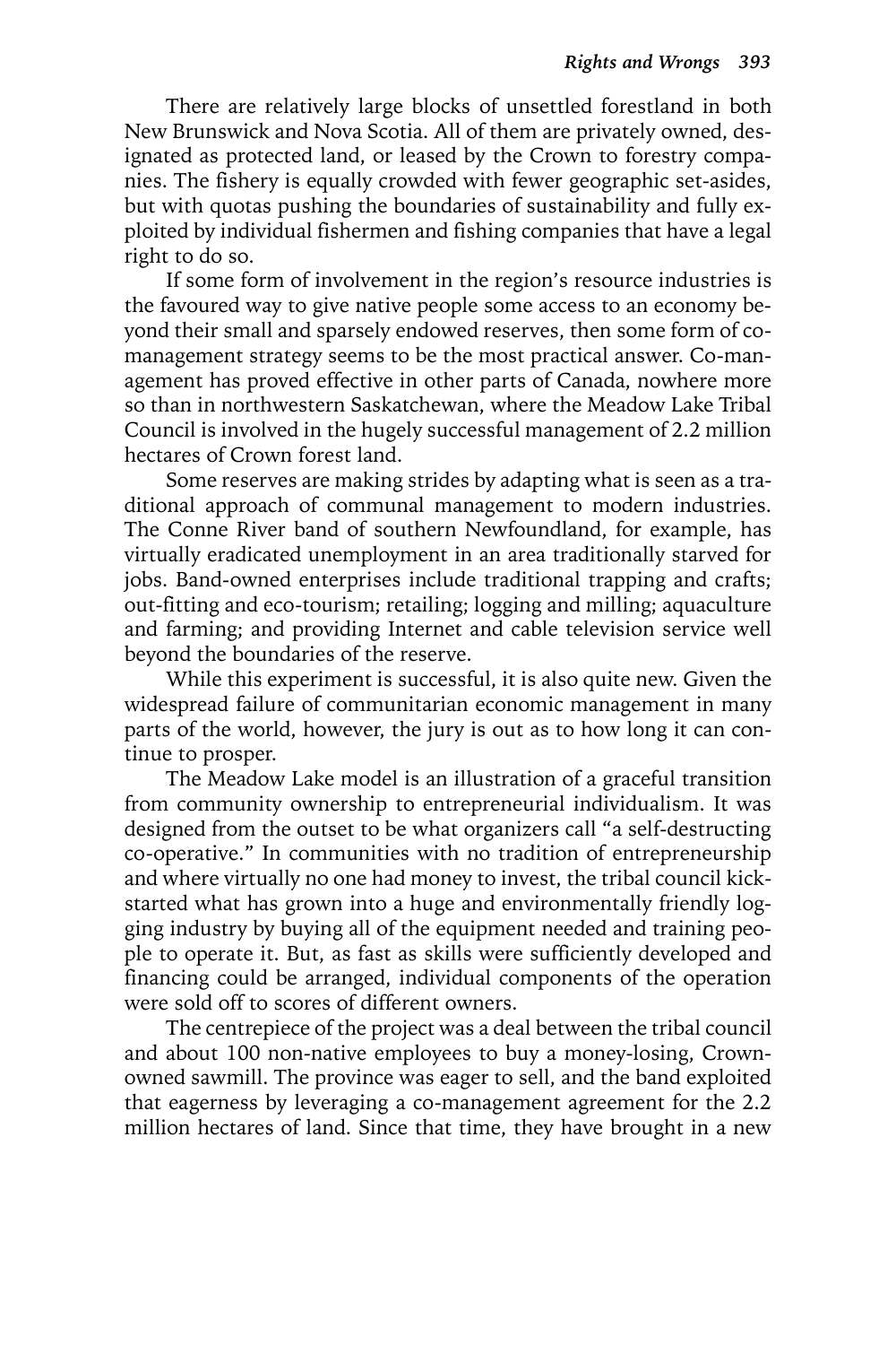There are relatively large blocks of unsettled forestland in both New Brunswick and Nova Scotia. All of them are privately owned, designated as protected land, or leased by the Crown to forestry companies. The fishery is equally crowded with fewer geographic set-asides, but with quotas pushing the boundaries of sustainability and fully exploited by individual fishermen and fishing companies that have a legal right to do so.

If some form of involvement in the region's resource industries is the favoured way to give native people some access to an economy beyond their small and sparsely endowed reserves, then some form of co-management strategy seems to be the most practical answer. Co-management has proved effective in other parts of Canada, nowhere more so than in northwestern Saskatchewan, where the Meadow Lake Tribal Council is involved in the hugely successful management of 2.2 million hectares of Crown forest land.

Some reserves are making strides by adapting what is seen as a traditional approach of communal management to modern industries. The Conne River band of southern Newfoundland, for example, has virtually eradicated unemployment in an area traditionally starved for jobs. Band-owned enterprises include traditional trapping and crafts; out-fitting and eco-tourism; retailing; logging and milling; aquaculture and farming; and providing Internet and cable television service well beyond the boundaries of the reserve.

While this experiment is successful, it is also quite new. Given the widespread failure of communitarian economic management in many parts of the world, however, the jury is out as to how long it can continue to prosper.

The Meadow Lake model is an illustration of a graceful transition from community ownership to entrepreneurial individualism. It was designed from the outset to be what organizers call "a self-destructing co-operative." In communities with no tradition of entrepreneurship and where virtually no one had money to invest, the tribal council kick-started what has grown into a huge and environmentally friendly logging industry by buying all of the equipment needed and training people to operate it. But, as fast as skills were sufficiently developed and financing could be arranged, individual components of the operation were sold off to scores of different owners.

The centrepiece of the project was a deal between the tribal council and about 100 non-native employees to buy a money-losing, Crown-owned sawmill. The province was eager to sell, and the band exploited that eagerness by leveraging a co-management agreement for the 2.2 million hectares of land. Since that time, they have brought in a new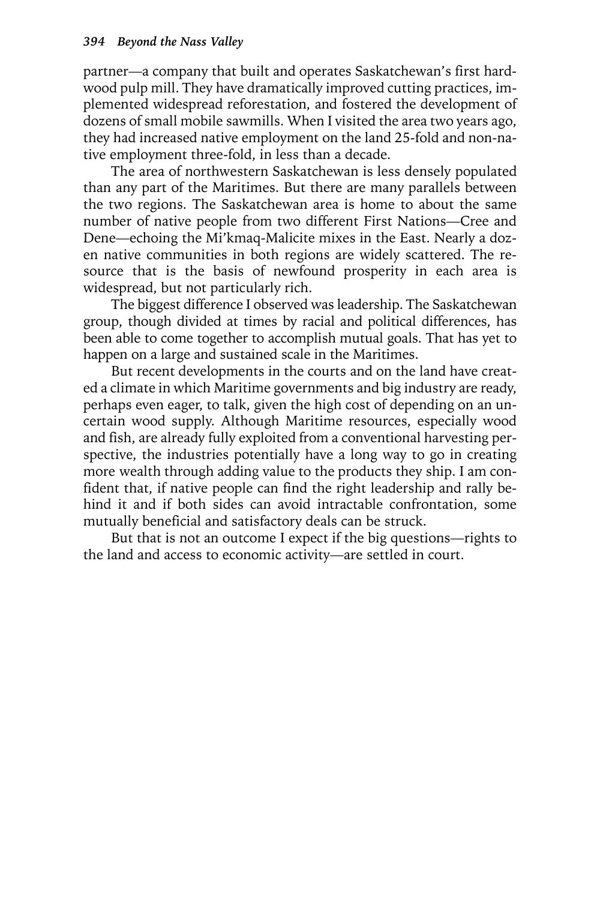partner—a company that built and operates Saskatchewan's first hardwood pulp mill. They have dramatically improved cutting practices, implemented widespread reforestation, and fostered the development of dozens of small mobile sawmills. When I visited the area two years ago, they had increased native employment on the land 25-fold and non-native employment three-fold, in less than a decade.

The area of northwestern Saskatchewan is less densely populated than any part of the Maritimes. But there are many parallels between the two regions. The Saskatchewan area is home to about the same number of native people from two different First Nations—Cree and Dene—echoing the Mi'kmaq-Malicite mixes in the East. Nearly a dozen native communities in both regions are widely scattered. The resource that is the basis of newfound prosperity in each area is widespread, but not particularly rich.

The biggest difference I observed was leadership. The Saskatchewan group, though divided at times by racial and political differences, has been able to come together to accomplish mutual goals. That has yet to happen on a large and sustained scale in the Maritimes.

But recent developments in the courts and on the land have created a climate in which Maritime governments and big industry are ready, perhaps even eager, to talk, given the high cost of depending on an uncertain wood supply. Although Maritime resources, especially wood and fish, are already fully exploited from a conventional harvesting perspective, the industries potentially have a long way to go in creating more wealth through adding value to the products they ship. I am confident that, if native people can find the right leadership and rally behind it and if both sides can avoid intractable confrontation, some mutually beneficial and satisfactory deals can be struck.

But that is not an outcome I expect if the big questions—rights to the land and access to economic activity—are settled in court.